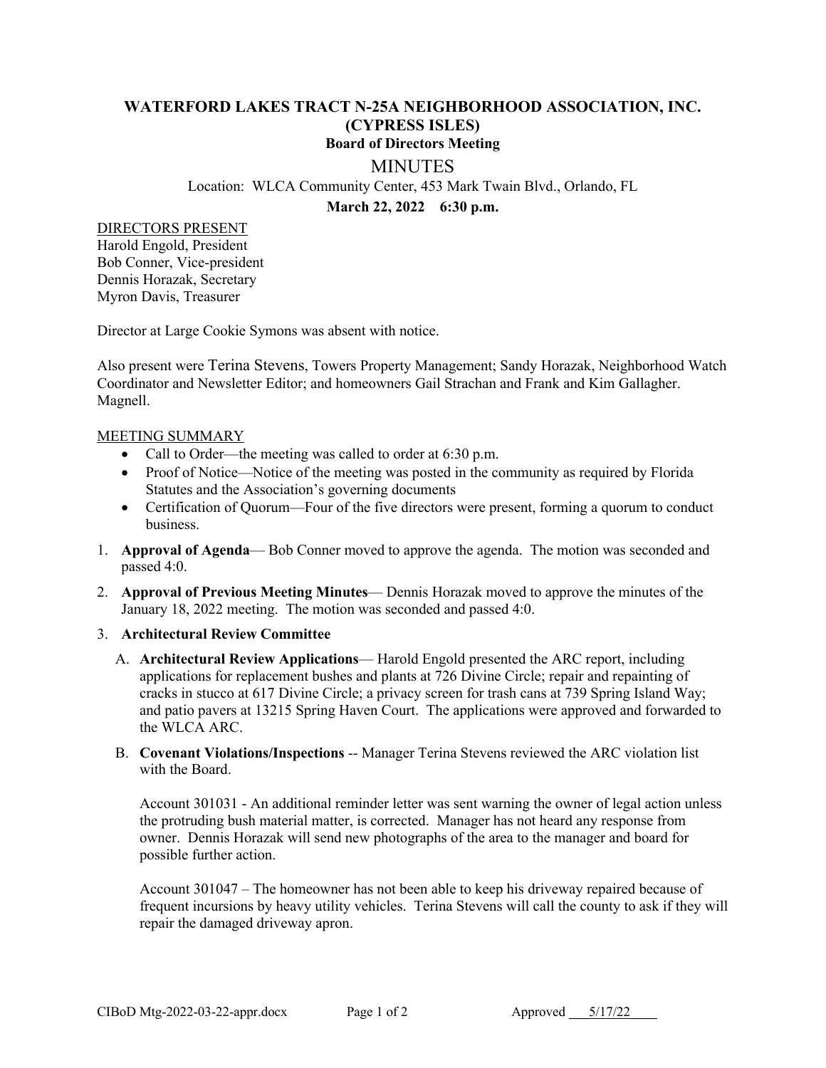# WATERFORD LAKES TRACT N-25A NEIGHBORHOOD ASSOCIATION, INC. (CYPRESS ISLES)

### Board of Directors Meeting

## MINUTES

Location: WLCA Community Center, 453 Mark Twain Blvd., Orlando, FL

**March 22, 2022 6:30 p.m.**

DIRECTORS PRESENT
Harold Engold, President
Bob Conner, Vice-president
Dennis Horazak, Secretary
Myron Davis, Treasurer

Director at Large Cookie Symons was absent with notice.

Also present were Terina Stevens, Towers Property Management; Sandy Horazak, Neighborhood Watch Coordinator and Newsletter Editor; and homeowners Gail Strachan and Frank and Kim Gallagher. Magnell.

MEETING SUMMARY

- Call to Order—the meeting was called to order at 6:30 p.m.
- Proof of Notice—Notice of the meeting was posted in the community as required by Florida Statutes and the Association's governing documents
- Certification of Quorum—Four of the five directors were present, forming a quorum to conduct business.

1. **Approval of Agenda**— Bob Conner moved to approve the agenda. The motion was seconded and passed 4:0.
2. **Approval of Previous Meeting Minutes**— Dennis Horazak moved to approve the minutes of the January 18, 2022 meeting. The motion was seconded and passed 4:0.
3. **Architectural Review Committee**
   
   A. **Architectural Review Applications**— Harold Engold presented the ARC report, including applications for replacement bushes and plants at 726 Divine Circle; repair and repainting of cracks in stucco at 617 Divine Circle; a privacy screen for trash cans at 739 Spring Island Way; and patio pavers at 13215 Spring Haven Court. The applications were approved and forwarded to the WLCA ARC.
   
   B. **Covenant Violations/Inspections** -- Manager Terina Stevens reviewed the ARC violation list with the Board.
   
   Account 301031 - An additional reminder letter was sent warning the owner of legal action unless the protruding bush material matter, is corrected. Manager has not heard any response from owner. Dennis Horazak will send new photographs of the area to the manager and board for possible further action.
   
   Account 301047 – The homeowner has not been able to keep his driveway repaired because of frequent incursions by heavy utility vehicles. Terina Stevens will call the county to ask if they will repair the damaged driveway apron.

CIBoD Mtg-2022-03-22-appr.docx Approved 5/17/22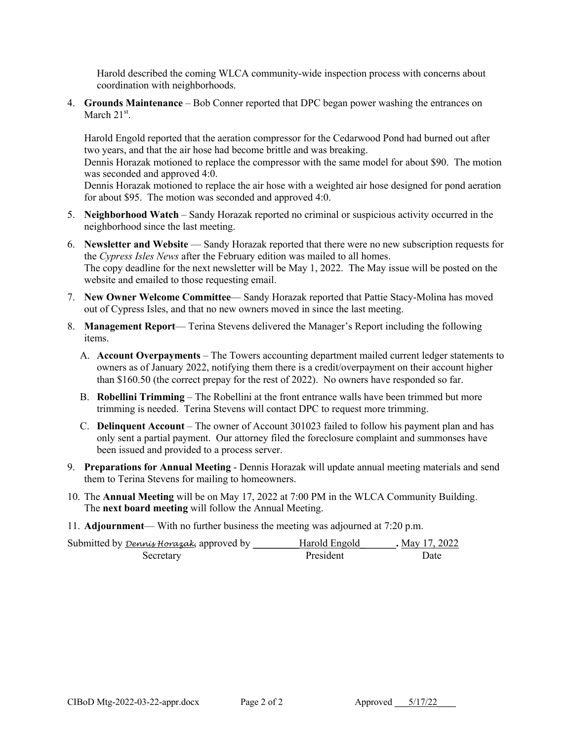Harold described the coming WLCA community-wide inspection process with concerns about coordination with neighborhoods.

4. **Grounds Maintenance** – Bob Conner reported that DPC began power washing the entrances on March 21st.

   Harold Engold reported that the aeration compressor for the Cedarwood Pond had burned out after two years, and that the air hose had become brittle and was breaking.
   Dennis Horazak motioned to replace the compressor with the same model for about $90. The motion was seconded and approved 4:0.
   Dennis Horazak motioned to replace the air hose with a weighted air hose designed for pond aeration for about $95. The motion was seconded and approved 4:0.

5. **Neighborhood Watch** – Sandy Horazak reported no criminal or suspicious activity occurred in the neighborhood since the last meeting.

6. **Newsletter and Website** — Sandy Horazak reported that there were no new subscription requests for the *Cypress Isles News* after the February edition was mailed to all homes.
   The copy deadline for the next newsletter will be May 1, 2022. The May issue will be posted on the website and emailed to those requesting email.

7. **New Owner Welcome Committee**— Sandy Horazak reported that Pattie Stacy-Molina has moved out of Cypress Isles, and that no new owners moved in since the last meeting.

8. **Management Report**— Terina Stevens delivered the Manager's Report including the following items.

   A. **Account Overpayments** – The Towers accounting department mailed current ledger statements to owners as of January 2022, notifying them there is a credit/overpayment on their account higher than $160.50 (the correct prepay for the rest of 2022). No owners have responded so far.

   B. **Robellini Trimming** – The Robellini at the front entrance walls have been trimmed but more trimming is needed. Terina Stevens will contact DPC to request more trimming.

   C. **Delinquent Account** – The owner of Account 301023 failed to follow his payment plan and has only sent a partial payment. Our attorney filed the foreclosure complaint and summonses have been issued and provided to a process server.

9. **Preparations for Annual Meeting** - Dennis Horazak will update annual meeting materials and send them to Terina Stevens for mailing to homeowners.

10. The **Annual Meeting** will be on May 17, 2022 at 7:00 PM in the WLCA Community Building.
    The **next board meeting** will follow the Annual Meeting.

11. **Adjournment**— With no further business the meeting was adjourned at 7:20 p.m.

Submitted by *Dennis Horazak*, approved by _________Harold Engold_______. May 17, 2022
Secretary President Date

Approved 5/17/22